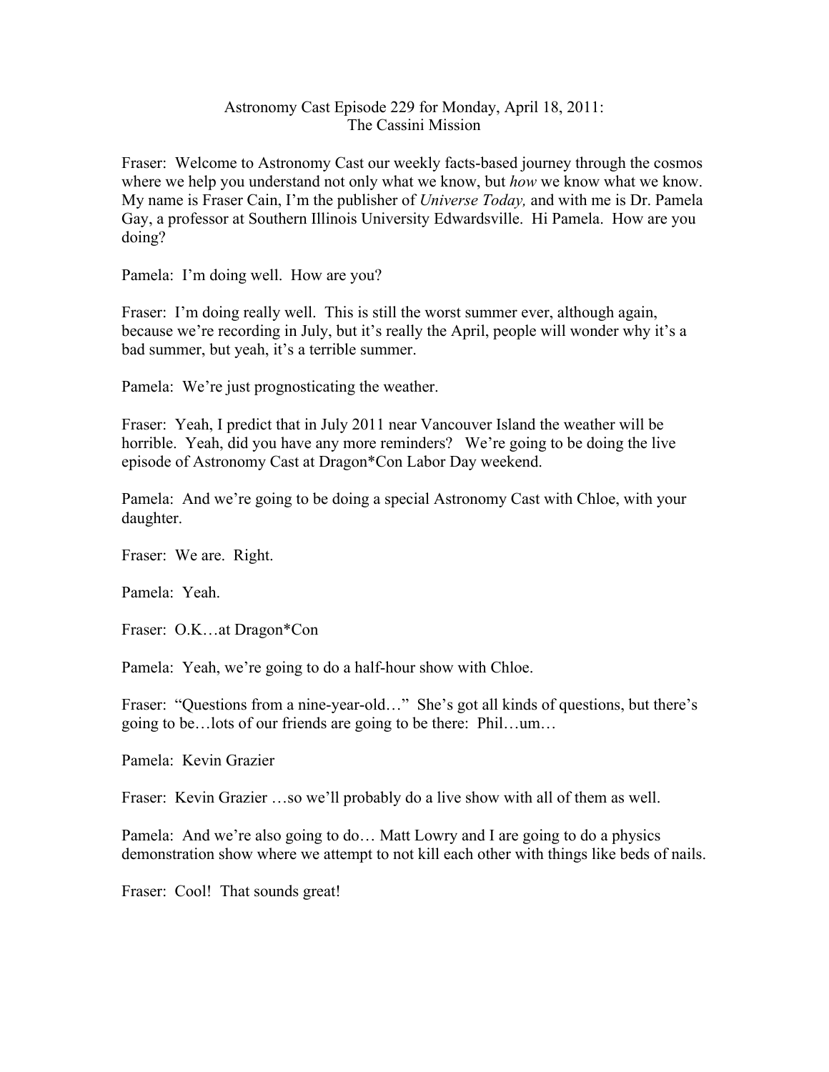# Astronomy Cast Episode 229 for Monday, April 18, 2011: The Cassini Mission

Fraser: Welcome to Astronomy Cast our weekly facts-based journey through the cosmos where we help you understand not only what we know, but *how* we know what we know. My name is Fraser Cain, I'm the publisher of *Universe Today,* and with me is Dr. Pamela Gay, a professor at Southern Illinois University Edwardsville. Hi Pamela. How are you doing?

Pamela: I'm doing well. How are you?

Fraser: I'm doing really well. This is still the worst summer ever, although again, because we're recording in July, but it's really the April, people will wonder why it's a bad summer, but yeah, it's a terrible summer.

Pamela: We're just prognosticating the weather.

Fraser: Yeah, I predict that in July 2011 near Vancouver Island the weather will be horrible. Yeah, did you have any more reminders? We're going to be doing the live episode of Astronomy Cast at Dragon*Con Labor Day weekend.

Pamela: And we're going to be doing a special Astronomy Cast with Chloe, with your daughter.

Fraser: We are. Right.

Pamela: Yeah.

Fraser: O.K…at Dragon*Con

Pamela: Yeah, we're going to do a half-hour show with Chloe.

Fraser: "Questions from a nine-year-old…" She's got all kinds of questions, but there's going to be…lots of our friends are going to be there: Phil…um…

Pamela: Kevin Grazier

Fraser: Kevin Grazier …so we'll probably do a live show with all of them as well.

Pamela: And we're also going to do… Matt Lowry and I are going to do a physics demonstration show where we attempt to not kill each other with things like beds of nails.

Fraser: Cool! That sounds great!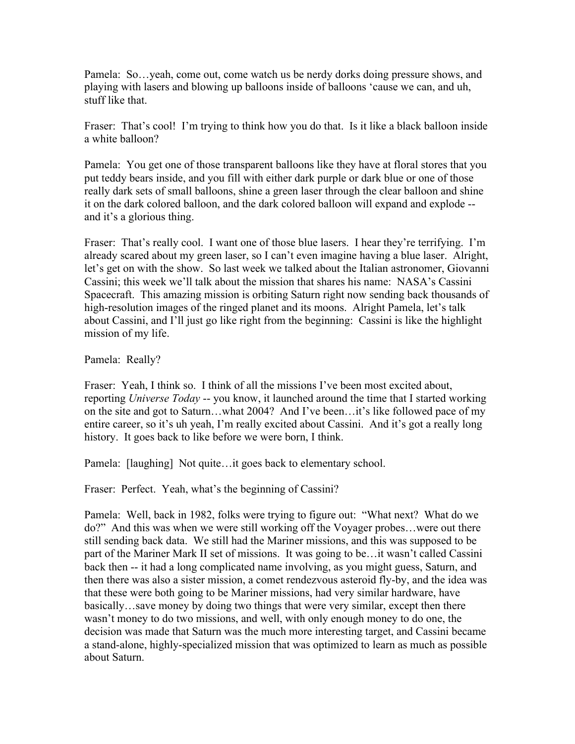Pamela: So…yeah, come out, come watch us be nerdy dorks doing pressure shows, and playing with lasers and blowing up balloons inside of balloons 'cause we can, and uh, stuff like that.

Fraser: That's cool! I'm trying to think how you do that. Is it like a black balloon inside a white balloon?

Pamela: You get one of those transparent balloons like they have at floral stores that you put teddy bears inside, and you fill with either dark purple or dark blue or one of those really dark sets of small balloons, shine a green laser through the clear balloon and shine it on the dark colored balloon, and the dark colored balloon will expand and explode -- and it's a glorious thing.

Fraser: That's really cool. I want one of those blue lasers. I hear they're terrifying. I'm already scared about my green laser, so I can't even imagine having a blue laser. Alright, let's get on with the show. So last week we talked about the Italian astronomer, Giovanni Cassini; this week we'll talk about the mission that shares his name: NASA's Cassini Spacecraft. This amazing mission is orbiting Saturn right now sending back thousands of high-resolution images of the ringed planet and its moons. Alright Pamela, let's talk about Cassini, and I'll just go like right from the beginning: Cassini is like the highlight mission of my life.

Pamela: Really?

Fraser: Yeah, I think so. I think of all the missions I've been most excited about, reporting *Universe Today* -- you know, it launched around the time that I started working on the site and got to Saturn…what 2004? And I've been…it's like followed pace of my entire career, so it's uh yeah, I'm really excited about Cassini. And it's got a really long history. It goes back to like before we were born, I think.

Pamela: [laughing] Not quite…it goes back to elementary school.

Fraser: Perfect. Yeah, what's the beginning of Cassini?

Pamela: Well, back in 1982, folks were trying to figure out: "What next? What do we do?" And this was when we were still working off the Voyager probes…were out there still sending back data. We still had the Mariner missions, and this was supposed to be part of the Mariner Mark II set of missions. It was going to be…it wasn't called Cassini back then -- it had a long complicated name involving, as you might guess, Saturn, and then there was also a sister mission, a comet rendezvous asteroid fly-by, and the idea was that these were both going to be Mariner missions, had very similar hardware, have basically…save money by doing two things that were very similar, except then there wasn't money to do two missions, and well, with only enough money to do one, the decision was made that Saturn was the much more interesting target, and Cassini became a stand-alone, highly-specialized mission that was optimized to learn as much as possible about Saturn.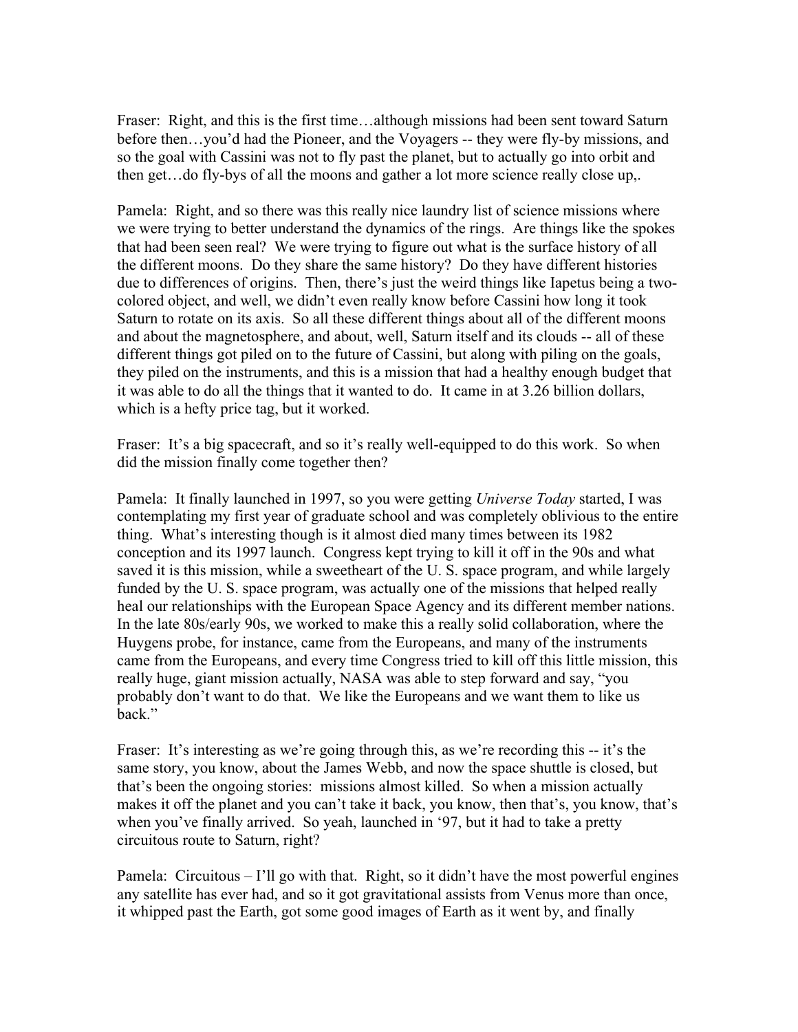Fraser: Right, and this is the first time…although missions had been sent toward Saturn before then…you'd had the Pioneer, and the Voyagers -- they were fly-by missions, and so the goal with Cassini was not to fly past the planet, but to actually go into orbit and then get…do fly-bys of all the moons and gather a lot more science really close up,.

Pamela: Right, and so there was this really nice laundry list of science missions where we were trying to better understand the dynamics of the rings. Are things like the spokes that had been seen real? We were trying to figure out what is the surface history of all the different moons. Do they share the same history? Do they have different histories due to differences of origins. Then, there's just the weird things like Iapetus being a two-colored object, and well, we didn't even really know before Cassini how long it took Saturn to rotate on its axis. So all these different things about all of the different moons and about the magnetosphere, and about, well, Saturn itself and its clouds -- all of these different things got piled on to the future of Cassini, but along with piling on the goals, they piled on the instruments, and this is a mission that had a healthy enough budget that it was able to do all the things that it wanted to do. It came in at 3.26 billion dollars, which is a hefty price tag, but it worked.

Fraser: It's a big spacecraft, and so it's really well-equipped to do this work. So when did the mission finally come together then?

Pamela: It finally launched in 1997, so you were getting *Universe Today* started, I was contemplating my first year of graduate school and was completely oblivious to the entire thing. What's interesting though is it almost died many times between its 1982 conception and its 1997 launch. Congress kept trying to kill it off in the 90s and what saved it is this mission, while a sweetheart of the U. S. space program, and while largely funded by the U. S. space program, was actually one of the missions that helped really heal our relationships with the European Space Agency and its different member nations. In the late 80s/early 90s, we worked to make this a really solid collaboration, where the Huygens probe, for instance, came from the Europeans, and many of the instruments came from the Europeans, and every time Congress tried to kill off this little mission, this really huge, giant mission actually, NASA was able to step forward and say, "you probably don't want to do that. We like the Europeans and we want them to like us back."

Fraser: It's interesting as we're going through this, as we're recording this -- it's the same story, you know, about the James Webb, and now the space shuttle is closed, but that's been the ongoing stories: missions almost killed. So when a mission actually makes it off the planet and you can't take it back, you know, then that's, you know, that's when you've finally arrived. So yeah, launched in '97, but it had to take a pretty circuitous route to Saturn, right?

Pamela: Circuitous – I'll go with that. Right, so it didn't have the most powerful engines any satellite has ever had, and so it got gravitational assists from Venus more than once, it whipped past the Earth, got some good images of Earth as it went by, and finally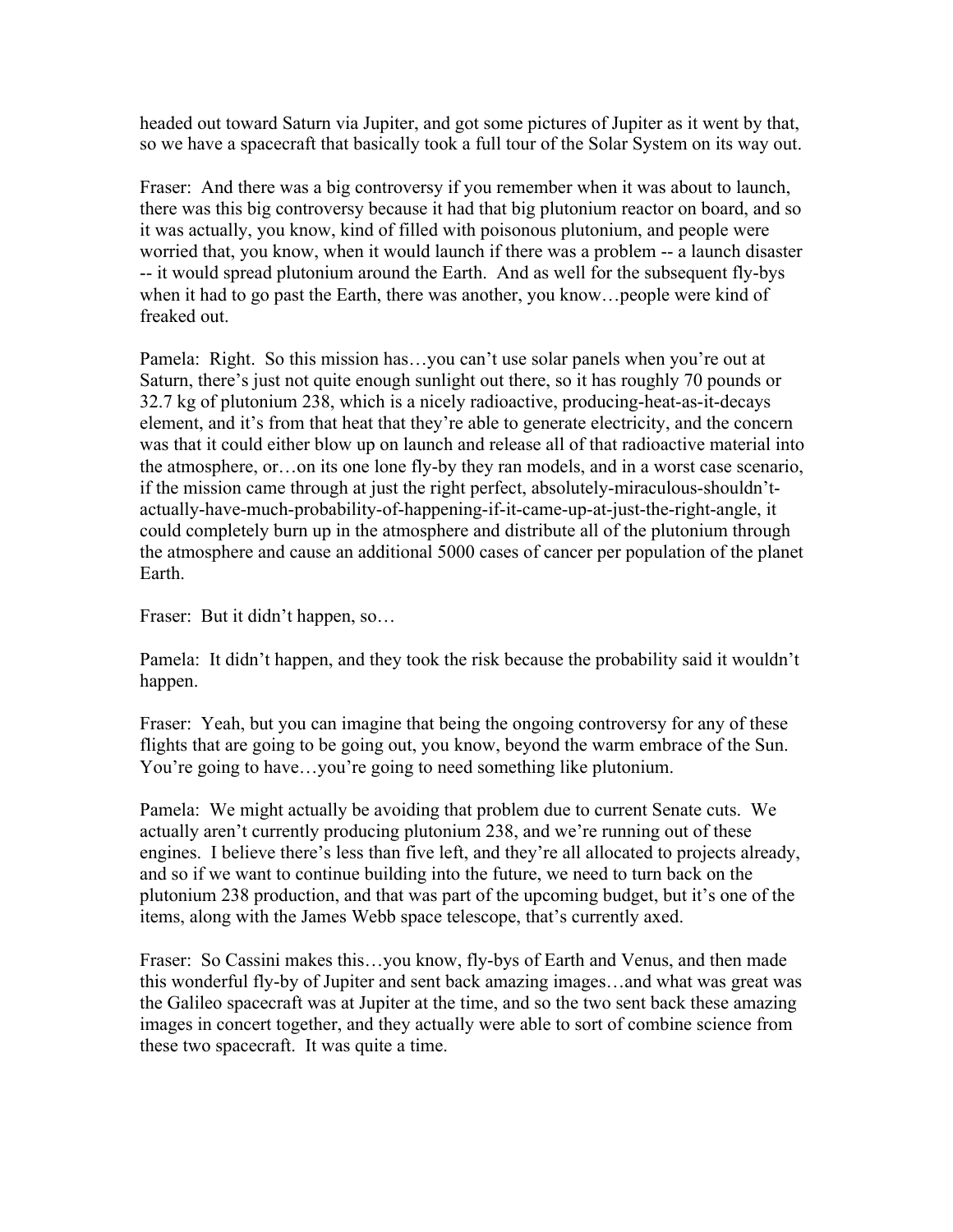headed out toward Saturn via Jupiter, and got some pictures of Jupiter as it went by that, so we have a spacecraft that basically took a full tour of the Solar System on its way out.

Fraser: And there was a big controversy if you remember when it was about to launch, there was this big controversy because it had that big plutonium reactor on board, and so it was actually, you know, kind of filled with poisonous plutonium, and people were worried that, you know, when it would launch if there was a problem -- a launch disaster -- it would spread plutonium around the Earth. And as well for the subsequent fly-bys when it had to go past the Earth, there was another, you know…people were kind of freaked out.

Pamela: Right. So this mission has…you can't use solar panels when you're out at Saturn, there's just not quite enough sunlight out there, so it has roughly 70 pounds or 32.7 kg of plutonium 238, which is a nicely radioactive, producing-heat-as-it-decays element, and it's from that heat that they're able to generate electricity, and the concern was that it could either blow up on launch and release all of that radioactive material into the atmosphere, or…on its one lone fly-by they ran models, and in a worst case scenario, if the mission came through at just the right perfect, absolutely-miraculous-shouldn't-actually-have-much-probability-of-happening-if-it-came-up-at-just-the-right-angle, it could completely burn up in the atmosphere and distribute all of the plutonium through the atmosphere and cause an additional 5000 cases of cancer per population of the planet Earth.

Fraser: But it didn't happen, so…

Pamela: It didn't happen, and they took the risk because the probability said it wouldn't happen.

Fraser: Yeah, but you can imagine that being the ongoing controversy for any of these flights that are going to be going out, you know, beyond the warm embrace of the Sun. You're going to have…you're going to need something like plutonium.

Pamela: We might actually be avoiding that problem due to current Senate cuts. We actually aren't currently producing plutonium 238, and we're running out of these engines. I believe there's less than five left, and they're all allocated to projects already, and so if we want to continue building into the future, we need to turn back on the plutonium 238 production, and that was part of the upcoming budget, but it's one of the items, along with the James Webb space telescope, that's currently axed.

Fraser: So Cassini makes this…you know, fly-bys of Earth and Venus, and then made this wonderful fly-by of Jupiter and sent back amazing images…and what was great was the Galileo spacecraft was at Jupiter at the time, and so the two sent back these amazing images in concert together, and they actually were able to sort of combine science from these two spacecraft. It was quite a time.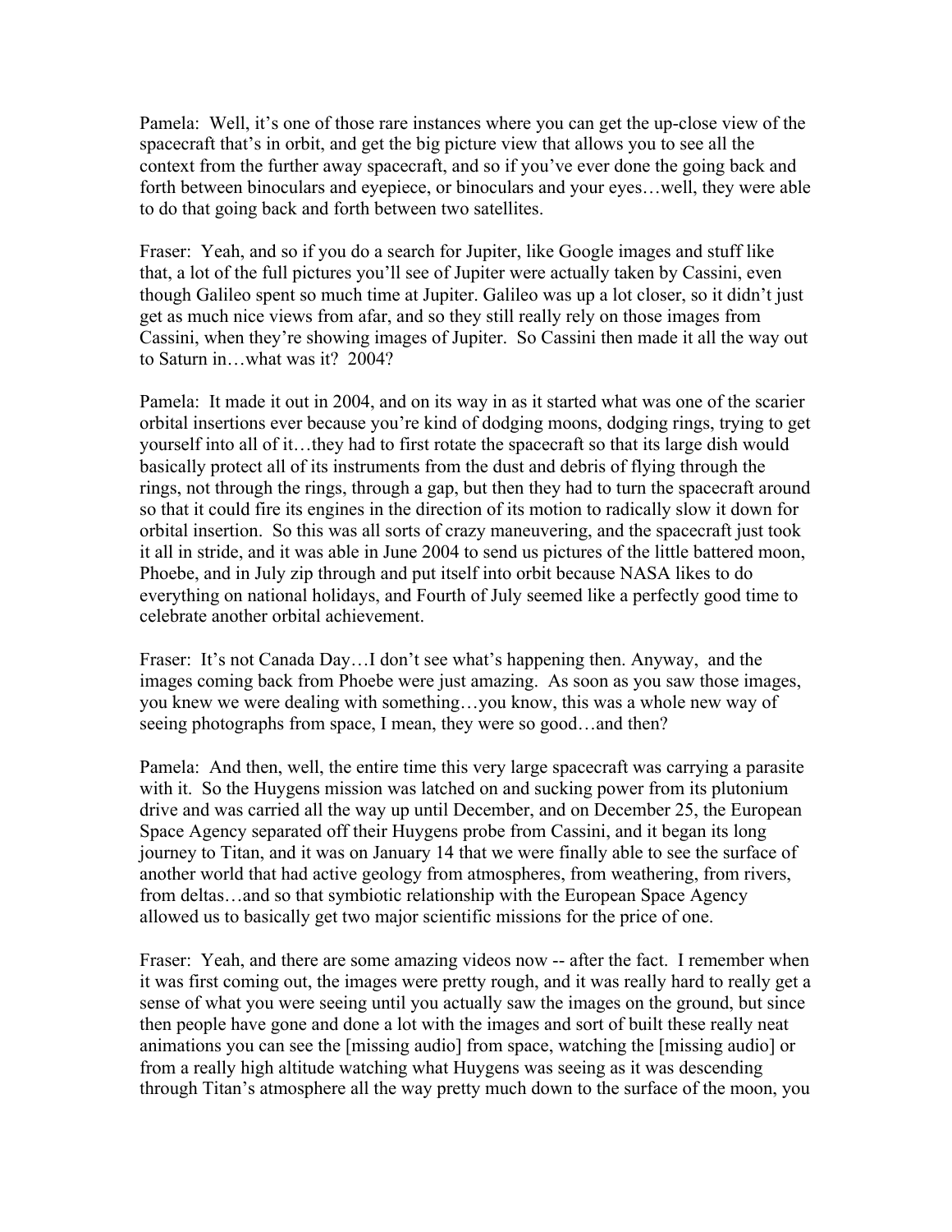Pamela: Well, it's one of those rare instances where you can get the up-close view of the spacecraft that's in orbit, and get the big picture view that allows you to see all the context from the further away spacecraft, and so if you've ever done the going back and forth between binoculars and eyepiece, or binoculars and your eyes…well, they were able to do that going back and forth between two satellites.

Fraser: Yeah, and so if you do a search for Jupiter, like Google images and stuff like that, a lot of the full pictures you'll see of Jupiter were actually taken by Cassini, even though Galileo spent so much time at Jupiter. Galileo was up a lot closer, so it didn't just get as much nice views from afar, and so they still really rely on those images from Cassini, when they're showing images of Jupiter. So Cassini then made it all the way out to Saturn in…what was it? 2004?

Pamela: It made it out in 2004, and on its way in as it started what was one of the scarier orbital insertions ever because you're kind of dodging moons, dodging rings, trying to get yourself into all of it…they had to first rotate the spacecraft so that its large dish would basically protect all of its instruments from the dust and debris of flying through the rings, not through the rings, through a gap, but then they had to turn the spacecraft around so that it could fire its engines in the direction of its motion to radically slow it down for orbital insertion. So this was all sorts of crazy maneuvering, and the spacecraft just took it all in stride, and it was able in June 2004 to send us pictures of the little battered moon, Phoebe, and in July zip through and put itself into orbit because NASA likes to do everything on national holidays, and Fourth of July seemed like a perfectly good time to celebrate another orbital achievement.

Fraser: It's not Canada Day…I don't see what's happening then. Anyway, and the images coming back from Phoebe were just amazing. As soon as you saw those images, you knew we were dealing with something…you know, this was a whole new way of seeing photographs from space, I mean, they were so good…and then?

Pamela: And then, well, the entire time this very large spacecraft was carrying a parasite with it. So the Huygens mission was latched on and sucking power from its plutonium drive and was carried all the way up until December, and on December 25, the European Space Agency separated off their Huygens probe from Cassini, and it began its long journey to Titan, and it was on January 14 that we were finally able to see the surface of another world that had active geology from atmospheres, from weathering, from rivers, from deltas…and so that symbiotic relationship with the European Space Agency allowed us to basically get two major scientific missions for the price of one.

Fraser: Yeah, and there are some amazing videos now -- after the fact. I remember when it was first coming out, the images were pretty rough, and it was really hard to really get a sense of what you were seeing until you actually saw the images on the ground, but since then people have gone and done a lot with the images and sort of built these really neat animations you can see the [missing audio] from space, watching the [missing audio] or from a really high altitude watching what Huygens was seeing as it was descending through Titan's atmosphere all the way pretty much down to the surface of the moon, you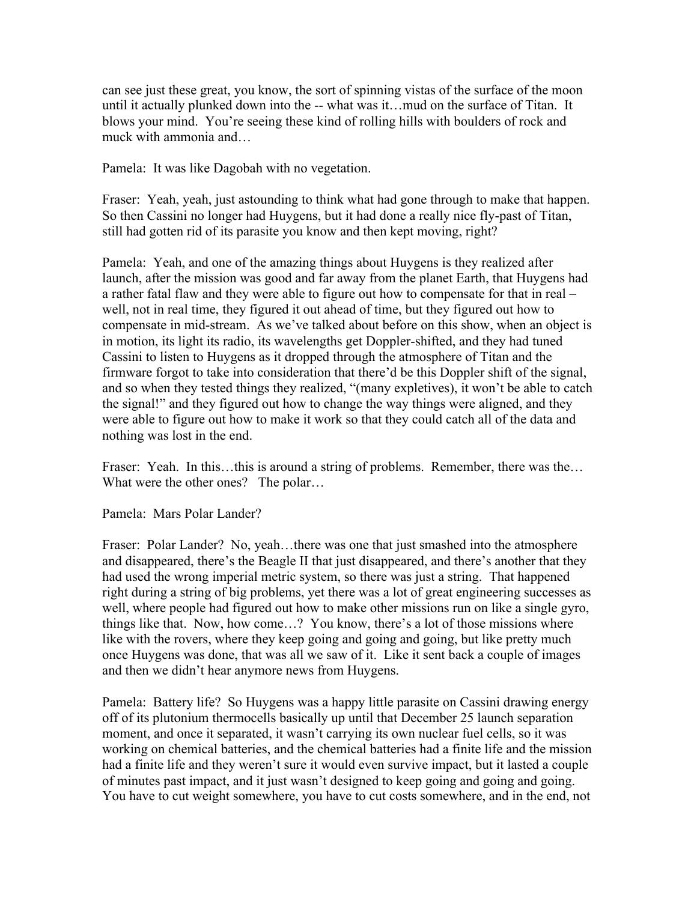can see just these great, you know, the sort of spinning vistas of the surface of the moon until it actually plunked down into the -- what was it…mud on the surface of Titan. It blows your mind. You're seeing these kind of rolling hills with boulders of rock and muck with ammonia and…

Pamela: It was like Dagobah with no vegetation.

Fraser: Yeah, yeah, just astounding to think what had gone through to make that happen. So then Cassini no longer had Huygens, but it had done a really nice fly-past of Titan, still had gotten rid of its parasite you know and then kept moving, right?

Pamela: Yeah, and one of the amazing things about Huygens is they realized after launch, after the mission was good and far away from the planet Earth, that Huygens had a rather fatal flaw and they were able to figure out how to compensate for that in real – well, not in real time, they figured it out ahead of time, but they figured out how to compensate in mid-stream. As we've talked about before on this show, when an object is in motion, its light its radio, its wavelengths get Doppler-shifted, and they had tuned Cassini to listen to Huygens as it dropped through the atmosphere of Titan and the firmware forgot to take into consideration that there'd be this Doppler shift of the signal, and so when they tested things they realized, "(many expletives), it won't be able to catch the signal!" and they figured out how to change the way things were aligned, and they were able to figure out how to make it work so that they could catch all of the data and nothing was lost in the end.

Fraser: Yeah. In this…this is around a string of problems. Remember, there was the… What were the other ones? The polar…

Pamela: Mars Polar Lander?

Fraser: Polar Lander? No, yeah…there was one that just smashed into the atmosphere and disappeared, there's the Beagle II that just disappeared, and there's another that they had used the wrong imperial metric system, so there was just a string. That happened right during a string of big problems, yet there was a lot of great engineering successes as well, where people had figured out how to make other missions run on like a single gyro, things like that. Now, how come…? You know, there's a lot of those missions where like with the rovers, where they keep going and going and going, but like pretty much once Huygens was done, that was all we saw of it. Like it sent back a couple of images and then we didn't hear anymore news from Huygens.

Pamela: Battery life? So Huygens was a happy little parasite on Cassini drawing energy off of its plutonium thermocells basically up until that December 25 launch separation moment, and once it separated, it wasn't carrying its own nuclear fuel cells, so it was working on chemical batteries, and the chemical batteries had a finite life and the mission had a finite life and they weren't sure it would even survive impact, but it lasted a couple of minutes past impact, and it just wasn't designed to keep going and going and going. You have to cut weight somewhere, you have to cut costs somewhere, and in the end, not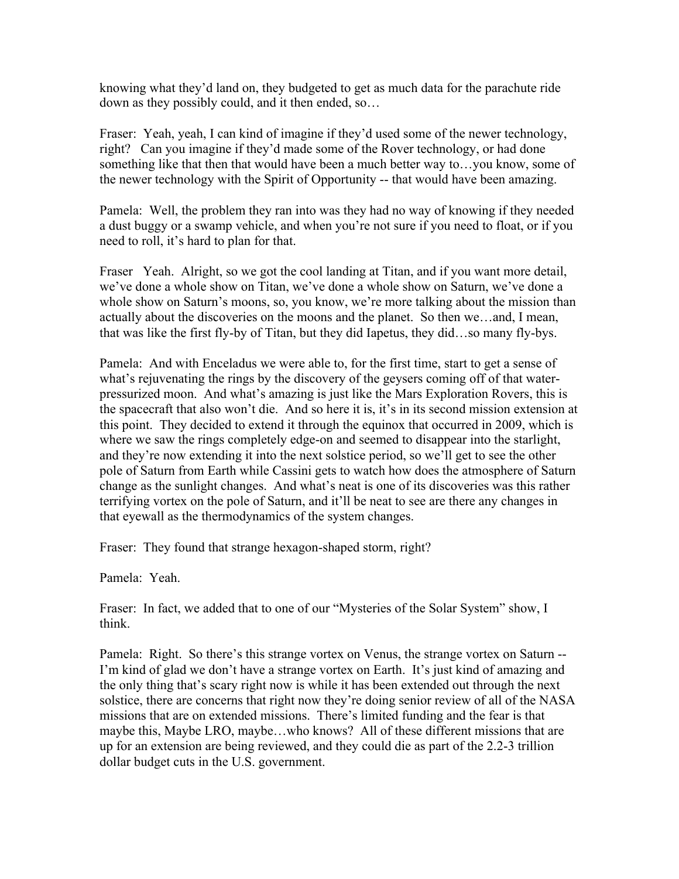knowing what they'd land on, they budgeted to get as much data for the parachute ride down as they possibly could, and it then ended, so…

Fraser: Yeah, yeah, I can kind of imagine if they'd used some of the newer technology, right? Can you imagine if they'd made some of the Rover technology, or had done something like that then that would have been a much better way to…you know, some of the newer technology with the Spirit of Opportunity -- that would have been amazing.

Pamela: Well, the problem they ran into was they had no way of knowing if they needed a dust buggy or a swamp vehicle, and when you're not sure if you need to float, or if you need to roll, it's hard to plan for that.

Fraser Yeah. Alright, so we got the cool landing at Titan, and if you want more detail, we've done a whole show on Titan, we've done a whole show on Saturn, we've done a whole show on Saturn's moons, so, you know, we're more talking about the mission than actually about the discoveries on the moons and the planet. So then we…and, I mean, that was like the first fly-by of Titan, but they did Iapetus, they did…so many fly-bys.

Pamela: And with Enceladus we were able to, for the first time, start to get a sense of what's rejuvenating the rings by the discovery of the geysers coming off of that water-pressurized moon. And what's amazing is just like the Mars Exploration Rovers, this is the spacecraft that also won't die. And so here it is, it's in its second mission extension at this point. They decided to extend it through the equinox that occurred in 2009, which is where we saw the rings completely edge-on and seemed to disappear into the starlight, and they're now extending it into the next solstice period, so we'll get to see the other pole of Saturn from Earth while Cassini gets to watch how does the atmosphere of Saturn change as the sunlight changes. And what's neat is one of its discoveries was this rather terrifying vortex on the pole of Saturn, and it'll be neat to see are there any changes in that eyewall as the thermodynamics of the system changes.

Fraser: They found that strange hexagon-shaped storm, right?

Pamela: Yeah.

Fraser: In fact, we added that to one of our "Mysteries of the Solar System" show, I think.

Pamela: Right. So there's this strange vortex on Venus, the strange vortex on Saturn -- I'm kind of glad we don't have a strange vortex on Earth. It's just kind of amazing and the only thing that's scary right now is while it has been extended out through the next solstice, there are concerns that right now they're doing senior review of all of the NASA missions that are on extended missions. There's limited funding and the fear is that maybe this, Maybe LRO, maybe…who knows? All of these different missions that are up for an extension are being reviewed, and they could die as part of the 2.2-3 trillion dollar budget cuts in the U.S. government.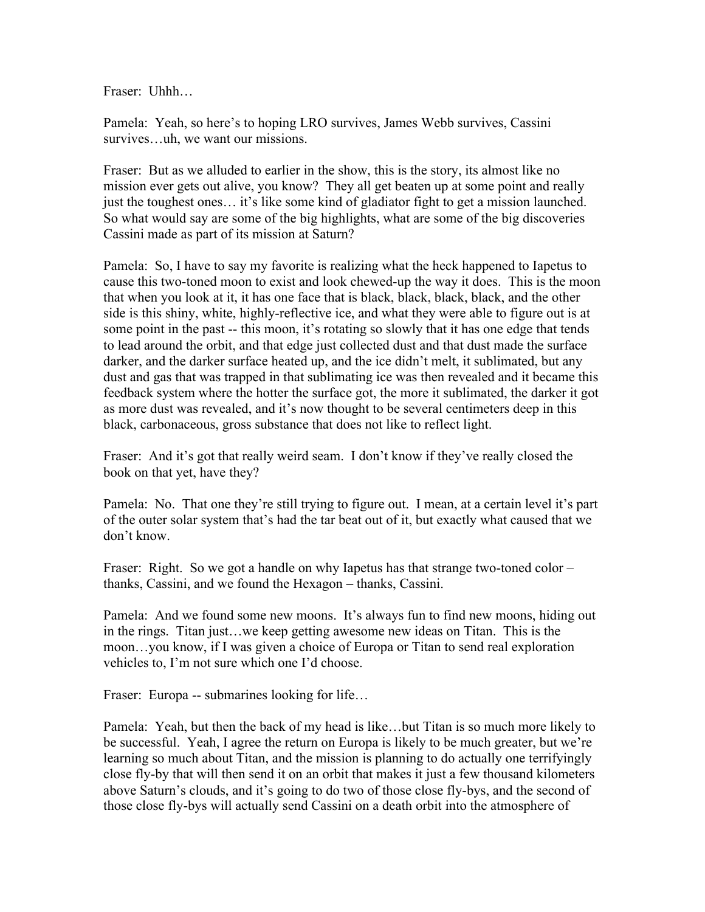Fraser: Uhhh…

Pamela: Yeah, so here's to hoping LRO survives, James Webb survives, Cassini survives…uh, we want our missions.

Fraser: But as we alluded to earlier in the show, this is the story, its almost like no mission ever gets out alive, you know? They all get beaten up at some point and really just the toughest ones… it's like some kind of gladiator fight to get a mission launched. So what would say are some of the big highlights, what are some of the big discoveries Cassini made as part of its mission at Saturn?

Pamela: So, I have to say my favorite is realizing what the heck happened to Iapetus to cause this two-toned moon to exist and look chewed-up the way it does. This is the moon that when you look at it, it has one face that is black, black, black, black, and the other side is this shiny, white, highly-reflective ice, and what they were able to figure out is at some point in the past -- this moon, it's rotating so slowly that it has one edge that tends to lead around the orbit, and that edge just collected dust and that dust made the surface darker, and the darker surface heated up, and the ice didn't melt, it sublimated, but any dust and gas that was trapped in that sublimating ice was then revealed and it became this feedback system where the hotter the surface got, the more it sublimated, the darker it got as more dust was revealed, and it's now thought to be several centimeters deep in this black, carbonaceous, gross substance that does not like to reflect light.

Fraser: And it's got that really weird seam. I don't know if they've really closed the book on that yet, have they?

Pamela: No. That one they're still trying to figure out. I mean, at a certain level it's part of the outer solar system that's had the tar beat out of it, but exactly what caused that we don't know.

Fraser: Right. So we got a handle on why Iapetus has that strange two-toned color – thanks, Cassini, and we found the Hexagon – thanks, Cassini.

Pamela: And we found some new moons. It's always fun to find new moons, hiding out in the rings. Titan just…we keep getting awesome new ideas on Titan. This is the moon…you know, if I was given a choice of Europa or Titan to send real exploration vehicles to, I'm not sure which one I'd choose.

Fraser: Europa -- submarines looking for life…

Pamela: Yeah, but then the back of my head is like…but Titan is so much more likely to be successful. Yeah, I agree the return on Europa is likely to be much greater, but we're learning so much about Titan, and the mission is planning to do actually one terrifyingly close fly-by that will then send it on an orbit that makes it just a few thousand kilometers above Saturn's clouds, and it's going to do two of those close fly-bys, and the second of those close fly-bys will actually send Cassini on a death orbit into the atmosphere of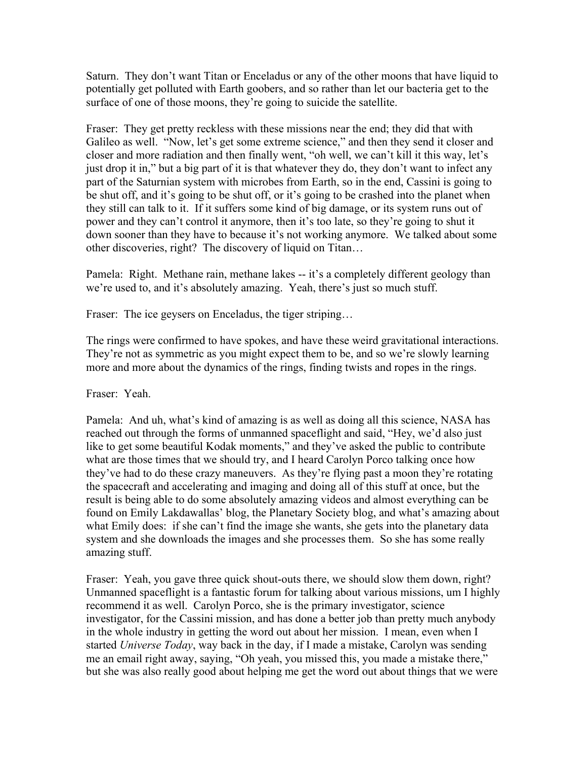Saturn. They don't want Titan or Enceladus or any of the other moons that have liquid to potentially get polluted with Earth goobers, and so rather than let our bacteria get to the surface of one of those moons, they're going to suicide the satellite.

Fraser: They get pretty reckless with these missions near the end; they did that with Galileo as well. "Now, let's get some extreme science," and then they send it closer and closer and more radiation and then finally went, "oh well, we can't kill it this way, let's just drop it in," but a big part of it is that whatever they do, they don't want to infect any part of the Saturnian system with microbes from Earth, so in the end, Cassini is going to be shut off, and it's going to be shut off, or it's going to be crashed into the planet when they still can talk to it. If it suffers some kind of big damage, or its system runs out of power and they can't control it anymore, then it's too late, so they're going to shut it down sooner than they have to because it's not working anymore. We talked about some other discoveries, right? The discovery of liquid on Titan…

Pamela: Right. Methane rain, methane lakes -- it's a completely different geology than we're used to, and it's absolutely amazing. Yeah, there's just so much stuff.

Fraser: The ice geysers on Enceladus, the tiger striping…

The rings were confirmed to have spokes, and have these weird gravitational interactions. They're not as symmetric as you might expect them to be, and so we're slowly learning more and more about the dynamics of the rings, finding twists and ropes in the rings.

Fraser: Yeah.

Pamela: And uh, what's kind of amazing is as well as doing all this science, NASA has reached out through the forms of unmanned spaceflight and said, "Hey, we'd also just like to get some beautiful Kodak moments," and they've asked the public to contribute what are those times that we should try, and I heard Carolyn Porco talking once how they've had to do these crazy maneuvers. As they're flying past a moon they're rotating the spacecraft and accelerating and imaging and doing all of this stuff at once, but the result is being able to do some absolutely amazing videos and almost everything can be found on Emily Lakdawallas' blog, the Planetary Society blog, and what's amazing about what Emily does: if she can't find the image she wants, she gets into the planetary data system and she downloads the images and she processes them. So she has some really amazing stuff.

Fraser: Yeah, you gave three quick shout-outs there, we should slow them down, right? Unmanned spaceflight is a fantastic forum for talking about various missions, um I highly recommend it as well. Carolyn Porco, she is the primary investigator, science investigator, for the Cassini mission, and has done a better job than pretty much anybody in the whole industry in getting the word out about her mission. I mean, even when I started *Universe Today*, way back in the day, if I made a mistake, Carolyn was sending me an email right away, saying, "Oh yeah, you missed this, you made a mistake there," but she was also really good about helping me get the word out about things that we were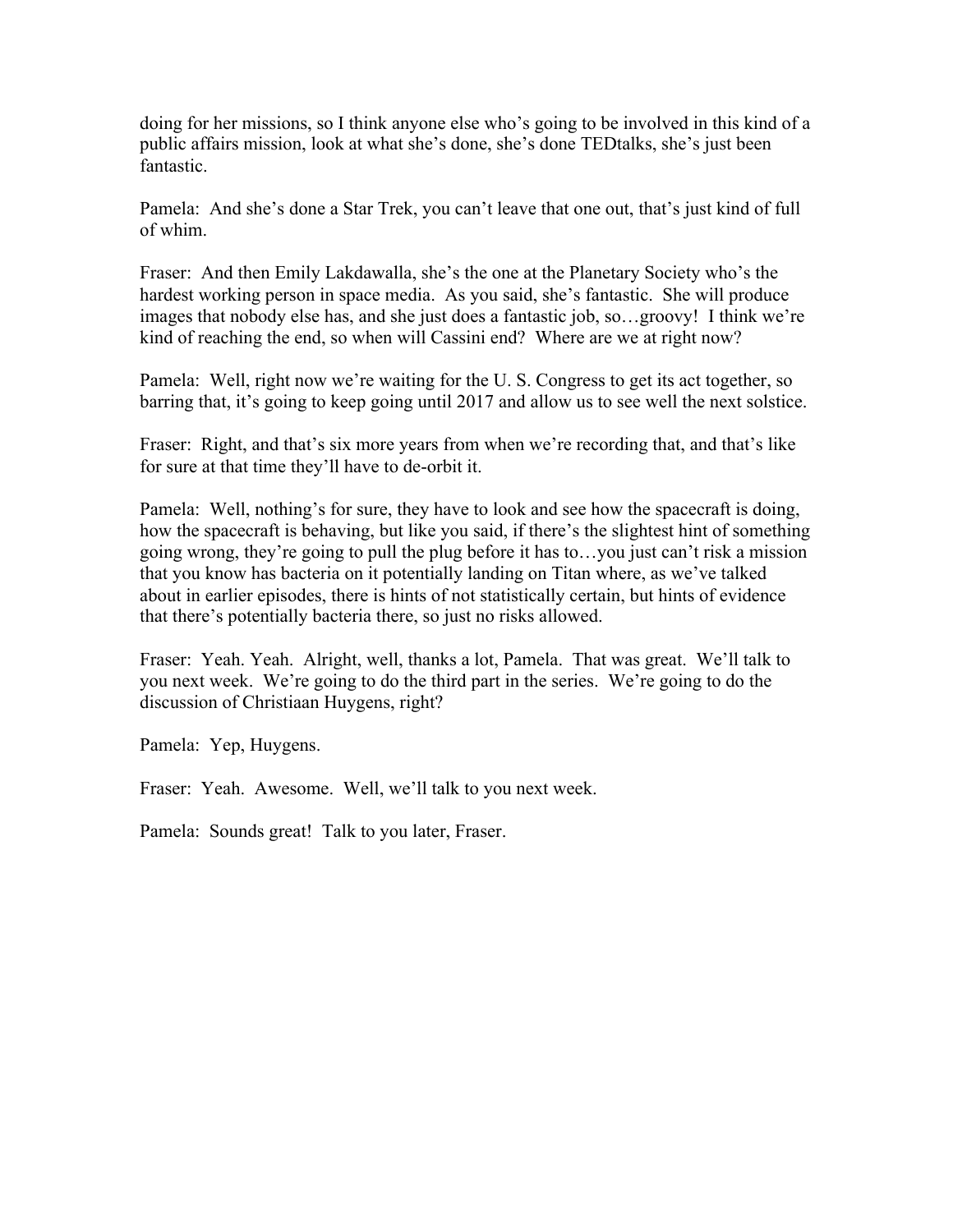doing for her missions, so I think anyone else who's going to be involved in this kind of a public affairs mission, look at what she's done, she's done TEDtalks, she's just been fantastic.

Pamela: And she's done a Star Trek, you can't leave that one out, that's just kind of full of whim.

Fraser: And then Emily Lakdawalla, she's the one at the Planetary Society who's the hardest working person in space media. As you said, she's fantastic. She will produce images that nobody else has, and she just does a fantastic job, so…groovy! I think we're kind of reaching the end, so when will Cassini end? Where are we at right now?

Pamela: Well, right now we're waiting for the U. S. Congress to get its act together, so barring that, it's going to keep going until 2017 and allow us to see well the next solstice.

Fraser: Right, and that's six more years from when we're recording that, and that's like for sure at that time they'll have to de-orbit it.

Pamela: Well, nothing's for sure, they have to look and see how the spacecraft is doing, how the spacecraft is behaving, but like you said, if there's the slightest hint of something going wrong, they're going to pull the plug before it has to…you just can't risk a mission that you know has bacteria on it potentially landing on Titan where, as we've talked about in earlier episodes, there is hints of not statistically certain, but hints of evidence that there's potentially bacteria there, so just no risks allowed.

Fraser: Yeah. Yeah. Alright, well, thanks a lot, Pamela. That was great. We'll talk to you next week. We're going to do the third part in the series. We're going to do the discussion of Christiaan Huygens, right?

Pamela: Yep, Huygens.

Fraser: Yeah. Awesome. Well, we'll talk to you next week.

Pamela: Sounds great! Talk to you later, Fraser.